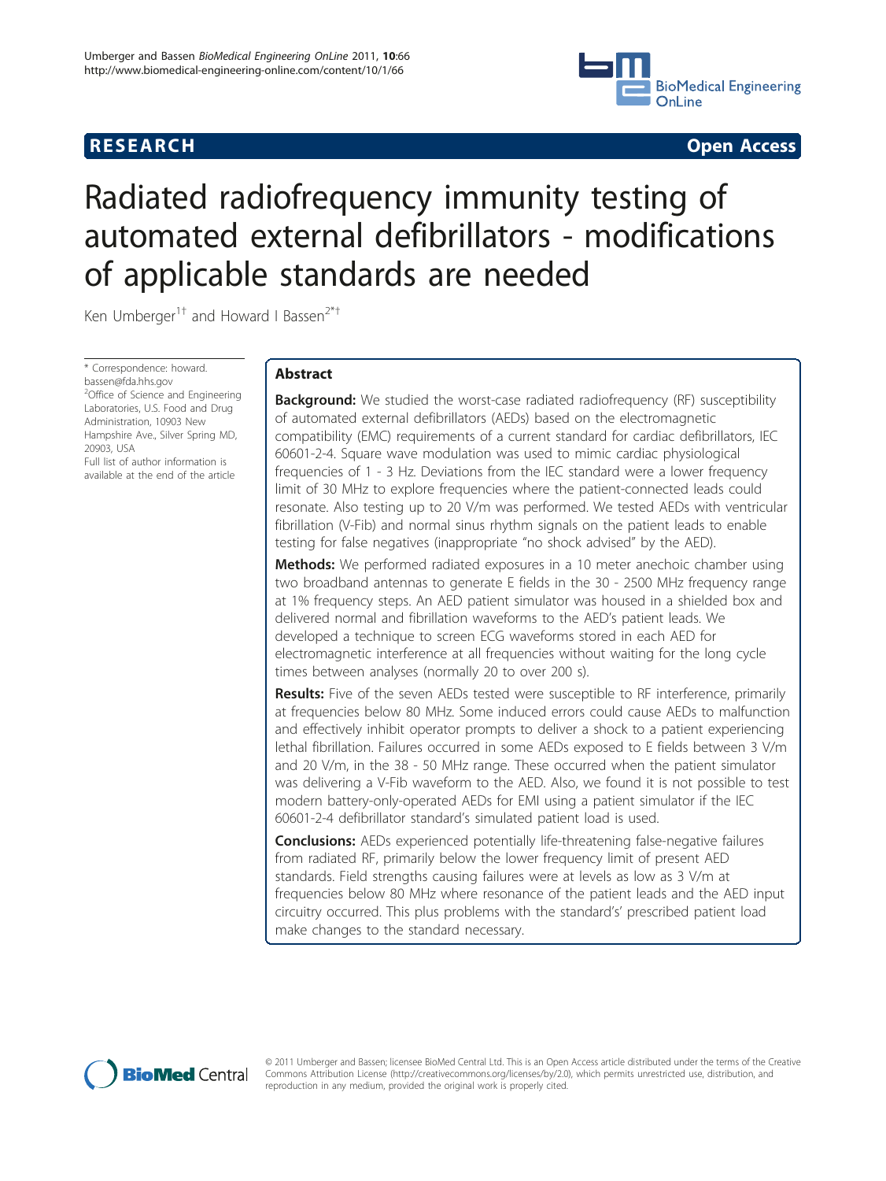RESEARCH Open Access

# Radiated radiofrequency immunity testing of automated external defibrillators - modifications of applicable standards are needed

Ken Umberger[1†] and Howard I Bassen[2*†]

\* Correspondence: howard.bassen@fda.hhs.gov
[2]Office of Science and Engineering Laboratories, U.S. Food and Drug Administration, 10903 New Hampshire Ave., Silver Spring MD, 20903, USA
Full list of author information is available at the end of the article

## Abstract

**Background:** We studied the worst-case radiated radiofrequency (RF) susceptibility of automated external defibrillators (AEDs) based on the electromagnetic compatibility (EMC) requirements of a current standard for cardiac defibrillators, IEC 60601-2-4. Square wave modulation was used to mimic cardiac physiological frequencies of 1 - 3 Hz. Deviations from the IEC standard were a lower frequency limit of 30 MHz to explore frequencies where the patient-connected leads could resonate. Also testing up to 20 V/m was performed. We tested AEDs with ventricular fibrillation (V-Fib) and normal sinus rhythm signals on the patient leads to enable testing for false negatives (inappropriate "no shock advised" by the AED).

**Methods:** We performed radiated exposures in a 10 meter anechoic chamber using two broadband antennas to generate E fields in the 30 - 2500 MHz frequency range at 1% frequency steps. An AED patient simulator was housed in a shielded box and delivered normal and fibrillation waveforms to the AED's patient leads. We developed a technique to screen ECG waveforms stored in each AED for electromagnetic interference at all frequencies without waiting for the long cycle times between analyses (normally 20 to over 200 s).

**Results:** Five of the seven AEDs tested were susceptible to RF interference, primarily at frequencies below 80 MHz. Some induced errors could cause AEDs to malfunction and effectively inhibit operator prompts to deliver a shock to a patient experiencing lethal fibrillation. Failures occurred in some AEDs exposed to E fields between 3 V/m and 20 V/m, in the 38 - 50 MHz range. These occurred when the patient simulator was delivering a V-Fib waveform to the AED. Also, we found it is not possible to test modern battery-only-operated AEDs for EMI using a patient simulator if the IEC 60601-2-4 defibrillator standard's simulated patient load is used.

**Conclusions:** AEDs experienced potentially life-threatening false-negative failures from radiated RF, primarily below the lower frequency limit of present AED standards. Field strengths causing failures were at levels as low as 3 V/m at frequencies below 80 MHz where resonance of the patient leads and the AED input circuitry occurred. This plus problems with the standard's' prescribed patient load make changes to the standard necessary.

© 2011 Umberger and Bassen; licensee BioMed Central Ltd. This is an Open Access article distributed under the terms of the Creative Commons Attribution License (http://creativecommons.org/licenses/by/2.0), which permits unrestricted use, distribution, and reproduction in any medium, provided the original work is properly cited.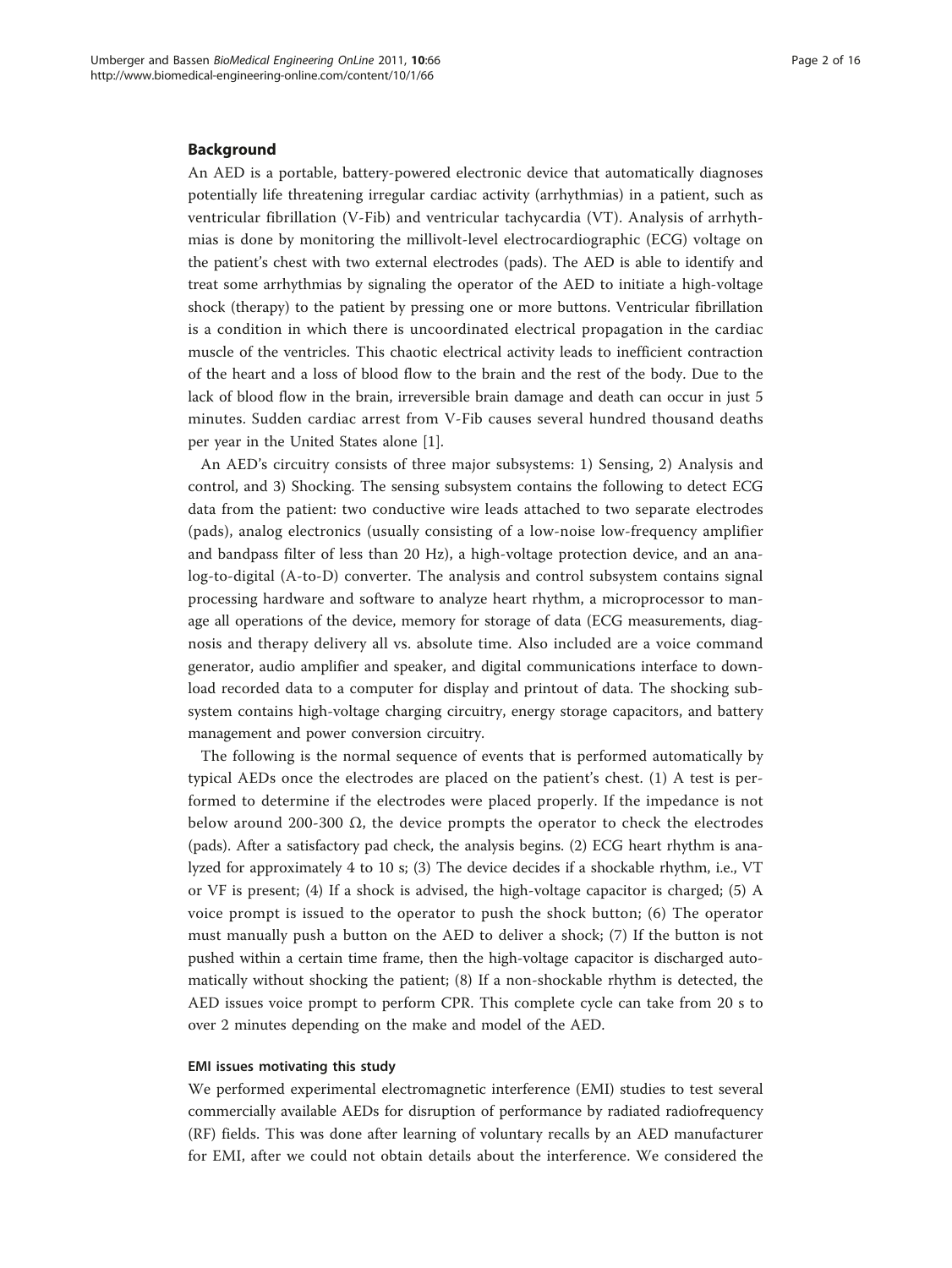## Background

An AED is a portable, battery-powered electronic device that automatically diagnoses potentially life threatening irregular cardiac activity (arrhythmias) in a patient, such as ventricular fibrillation (V-Fib) and ventricular tachycardia (VT). Analysis of arrhythmias is done by monitoring the millivolt-level electrocardiographic (ECG) voltage on the patient's chest with two external electrodes (pads). The AED is able to identify and treat some arrhythmias by signaling the operator of the AED to initiate a high-voltage shock (therapy) to the patient by pressing one or more buttons. Ventricular fibrillation is a condition in which there is uncoordinated electrical propagation in the cardiac muscle of the ventricles. This chaotic electrical activity leads to inefficient contraction of the heart and a loss of blood flow to the brain and the rest of the body. Due to the lack of blood flow in the brain, irreversible brain damage and death can occur in just 5 minutes. Sudden cardiac arrest from V-Fib causes several hundred thousand deaths per year in the United States alone [1].

An AED's circuitry consists of three major subsystems: 1) Sensing, 2) Analysis and control, and 3) Shocking. The sensing subsystem contains the following to detect ECG data from the patient: two conductive wire leads attached to two separate electrodes (pads), analog electronics (usually consisting of a low-noise low-frequency amplifier and bandpass filter of less than 20 Hz), a high-voltage protection device, and an analog-to-digital (A-to-D) converter. The analysis and control subsystem contains signal processing hardware and software to analyze heart rhythm, a microprocessor to manage all operations of the device, memory for storage of data (ECG measurements, diagnosis and therapy delivery all vs. absolute time. Also included are a voice command generator, audio amplifier and speaker, and digital communications interface to download recorded data to a computer for display and printout of data. The shocking subsystem contains high-voltage charging circuitry, energy storage capacitors, and battery management and power conversion circuitry.

The following is the normal sequence of events that is performed automatically by typical AEDs once the electrodes are placed on the patient's chest. (1) A test is performed to determine if the electrodes were placed properly. If the impedance is not below around 200-300 Ω, the device prompts the operator to check the electrodes (pads). After a satisfactory pad check, the analysis begins. (2) ECG heart rhythm is analyzed for approximately 4 to 10 s; (3) The device decides if a shockable rhythm, i.e., VT or VF is present; (4) If a shock is advised, the high-voltage capacitor is charged; (5) A voice prompt is issued to the operator to push the shock button; (6) The operator must manually push a button on the AED to deliver a shock; (7) If the button is not pushed within a certain time frame, then the high-voltage capacitor is discharged automatically without shocking the patient; (8) If a non-shockable rhythm is detected, the AED issues voice prompt to perform CPR. This complete cycle can take from 20 s to over 2 minutes depending on the make and model of the AED.

### EMI issues motivating this study

We performed experimental electromagnetic interference (EMI) studies to test several commercially available AEDs for disruption of performance by radiated radiofrequency (RF) fields. This was done after learning of voluntary recalls by an AED manufacturer for EMI, after we could not obtain details about the interference. We considered the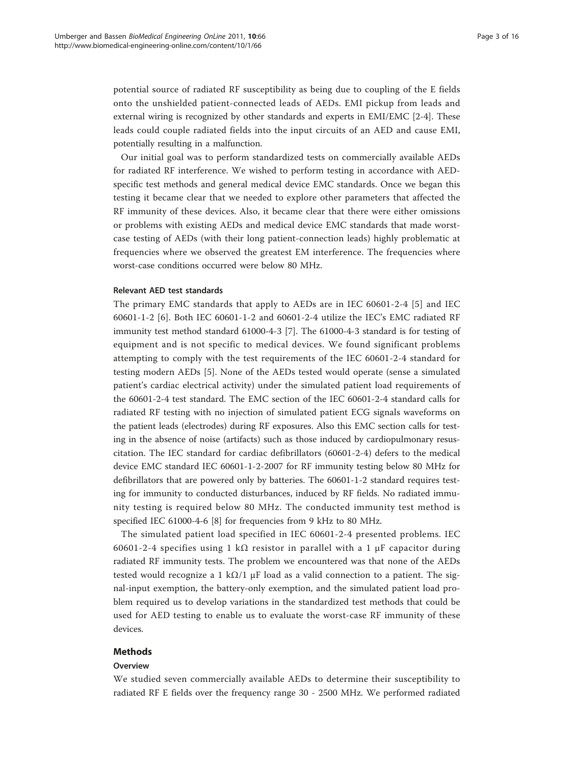potential source of radiated RF susceptibility as being due to coupling of the E fields onto the unshielded patient-connected leads of AEDs. EMI pickup from leads and external wiring is recognized by other standards and experts in EMI/EMC [2-4]. These leads could couple radiated fields into the input circuits of an AED and cause EMI, potentially resulting in a malfunction.

Our initial goal was to perform standardized tests on commercially available AEDs for radiated RF interference. We wished to perform testing in accordance with AED-specific test methods and general medical device EMC standards. Once we began this testing it became clear that we needed to explore other parameters that affected the RF immunity of these devices. Also, it became clear that there were either omissions or problems with existing AEDs and medical device EMC standards that made worst-case testing of AEDs (with their long patient-connection leads) highly problematic at frequencies where we observed the greatest EM interference. The frequencies where worst-case conditions occurred were below 80 MHz.

### Relevant AED test standards

The primary EMC standards that apply to AEDs are in IEC 60601-2-4 [5] and IEC 60601-1-2 [6]. Both IEC 60601-1-2 and 60601-2-4 utilize the IEC's EMC radiated RF immunity test method standard 61000-4-3 [7]. The 61000-4-3 standard is for testing of equipment and is not specific to medical devices. We found significant problems attempting to comply with the test requirements of the IEC 60601-2-4 standard for testing modern AEDs [5]. None of the AEDs tested would operate (sense a simulated patient's cardiac electrical activity) under the simulated patient load requirements of the 60601-2-4 test standard. The EMC section of the IEC 60601-2-4 standard calls for radiated RF testing with no injection of simulated patient ECG signals waveforms on the patient leads (electrodes) during RF exposures. Also this EMC section calls for testing in the absence of noise (artifacts) such as those induced by cardiopulmonary resuscitation. The IEC standard for cardiac defibrillators (60601-2-4) defers to the medical device EMC standard IEC 60601-1-2-2007 for RF immunity testing below 80 MHz for defibrillators that are powered only by batteries. The 60601-1-2 standard requires testing for immunity to conducted disturbances, induced by RF fields. No radiated immunity testing is required below 80 MHz. The conducted immunity test method is specified IEC 61000-4-6 [8] for frequencies from 9 kHz to 80 MHz.

The simulated patient load specified in IEC 60601-2-4 presented problems. IEC 60601-2-4 specifies using 1 kΩ resistor in parallel with a 1 μF capacitor during radiated RF immunity tests. The problem we encountered was that none of the AEDs tested would recognize a 1 kΩ/1 μF load as a valid connection to a patient. The signal-input exemption, the battery-only exemption, and the simulated patient load problem required us to develop variations in the standardized test methods that could be used for AED testing to enable us to evaluate the worst-case RF immunity of these devices.

## Methods

### Overview

We studied seven commercially available AEDs to determine their susceptibility to radiated RF E fields over the frequency range 30 - 2500 MHz. We performed radiated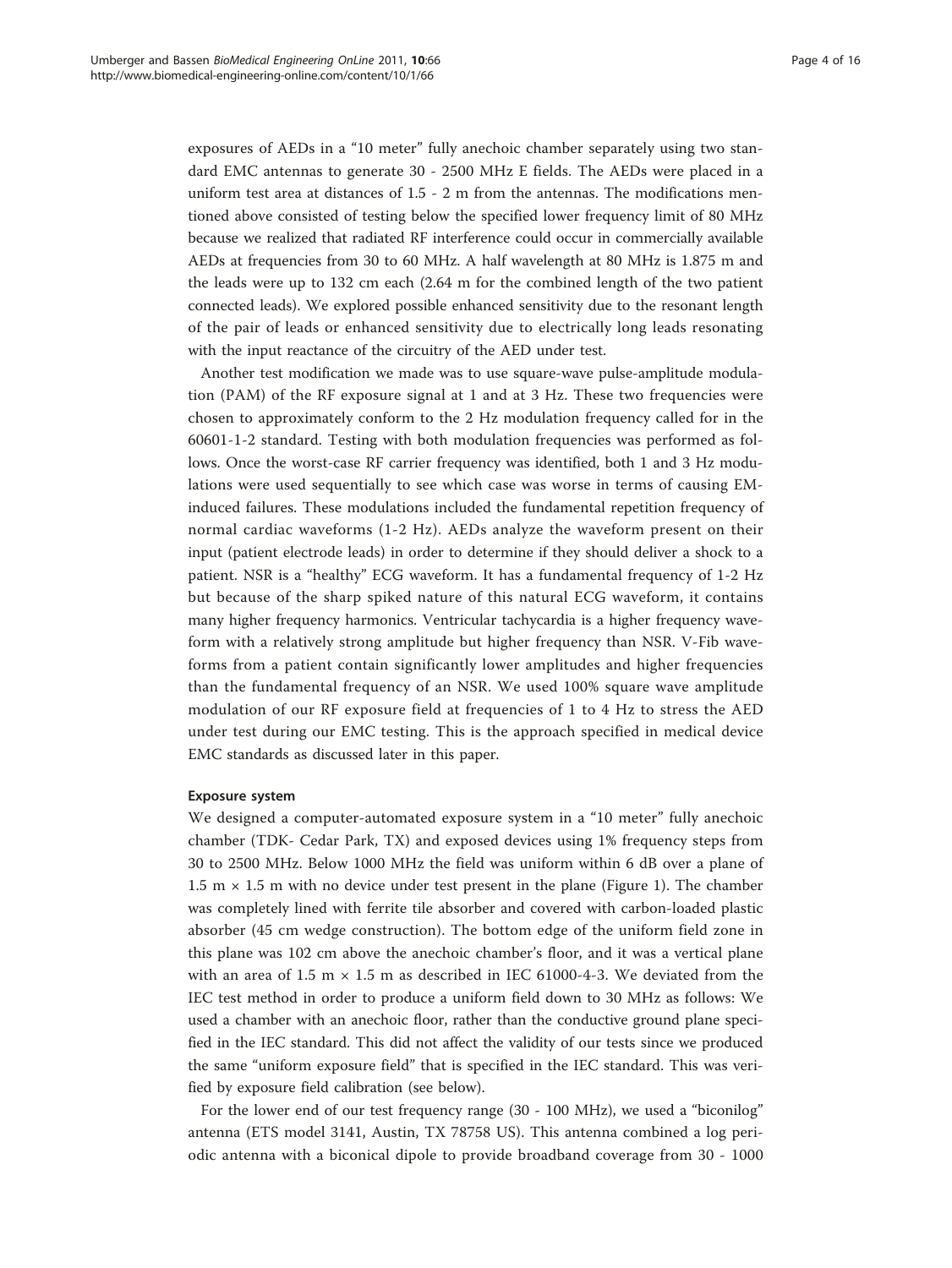exposures of AEDs in a "10 meter" fully anechoic chamber separately using two standard EMC antennas to generate 30 - 2500 MHz E fields. The AEDs were placed in a uniform test area at distances of 1.5 - 2 m from the antennas. The modifications mentioned above consisted of testing below the specified lower frequency limit of 80 MHz because we realized that radiated RF interference could occur in commercially available AEDs at frequencies from 30 to 60 MHz. A half wavelength at 80 MHz is 1.875 m and the leads were up to 132 cm each (2.64 m for the combined length of the two patient connected leads). We explored possible enhanced sensitivity due to the resonant length of the pair of leads or enhanced sensitivity due to electrically long leads resonating with the input reactance of the circuitry of the AED under test.

Another test modification we made was to use square-wave pulse-amplitude modulation (PAM) of the RF exposure signal at 1 and at 3 Hz. These two frequencies were chosen to approximately conform to the 2 Hz modulation frequency called for in the 60601-1-2 standard. Testing with both modulation frequencies was performed as follows. Once the worst-case RF carrier frequency was identified, both 1 and 3 Hz modulations were used sequentially to see which case was worse in terms of causing EM-induced failures. These modulations included the fundamental repetition frequency of normal cardiac waveforms (1-2 Hz). AEDs analyze the waveform present on their input (patient electrode leads) in order to determine if they should deliver a shock to a patient. NSR is a "healthy" ECG waveform. It has a fundamental frequency of 1-2 Hz but because of the sharp spiked nature of this natural ECG waveform, it contains many higher frequency harmonics. Ventricular tachycardia is a higher frequency waveform with a relatively strong amplitude but higher frequency than NSR. V-Fib waveforms from a patient contain significantly lower amplitudes and higher frequencies than the fundamental frequency of an NSR. We used 100% square wave amplitude modulation of our RF exposure field at frequencies of 1 to 4 Hz to stress the AED under test during our EMC testing. This is the approach specified in medical device EMC standards as discussed later in this paper.

#### Exposure system

We designed a computer-automated exposure system in a "10 meter" fully anechoic chamber (TDK- Cedar Park, TX) and exposed devices using 1% frequency steps from 30 to 2500 MHz. Below 1000 MHz the field was uniform within 6 dB over a plane of 1.5 m × 1.5 m with no device under test present in the plane (Figure 1). The chamber was completely lined with ferrite tile absorber and covered with carbon-loaded plastic absorber (45 cm wedge construction). The bottom edge of the uniform field zone in this plane was 102 cm above the anechoic chamber's floor, and it was a vertical plane with an area of 1.5 m × 1.5 m as described in IEC 61000-4-3. We deviated from the IEC test method in order to produce a uniform field down to 30 MHz as follows: We used a chamber with an anechoic floor, rather than the conductive ground plane specified in the IEC standard. This did not affect the validity of our tests since we produced the same "uniform exposure field" that is specified in the IEC standard. This was verified by exposure field calibration (see below).

For the lower end of our test frequency range (30 - 100 MHz), we used a "biconilog" antenna (ETS model 3141, Austin, TX 78758 US). This antenna combined a log periodic antenna with a biconical dipole to provide broadband coverage from 30 - 1000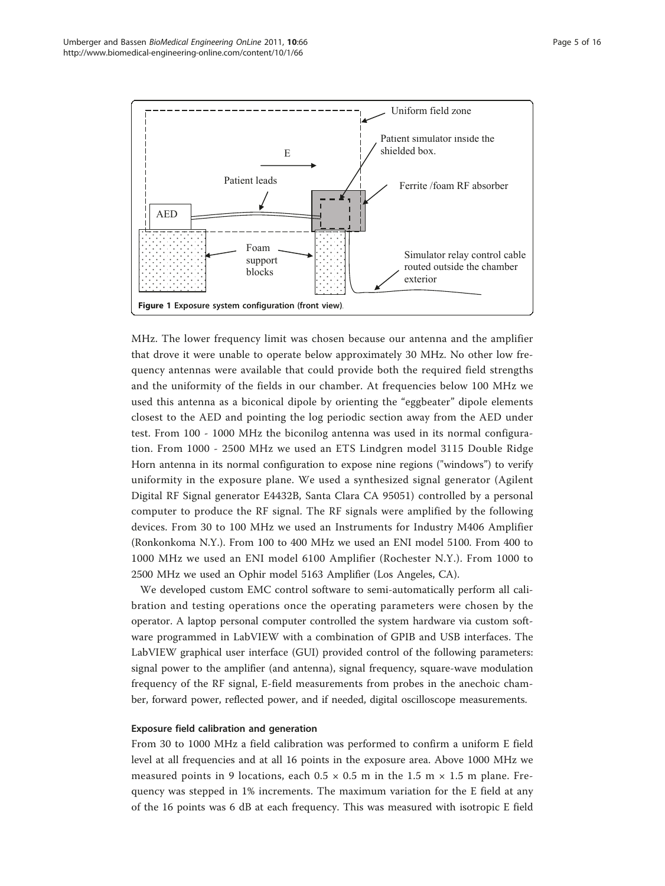Figure 1 Exposure system configuration (front view).

MHz. The lower frequency limit was chosen because our antenna and the amplifier that drove it were unable to operate below approximately 30 MHz. No other low frequency antennas were available that could provide both the required field strengths and the uniformity of the fields in our chamber. At frequencies below 100 MHz we used this antenna as a biconical dipole by orienting the "eggbeater" dipole elements closest to the AED and pointing the log periodic section away from the AED under test. From 100 - 1000 MHz the biconilog antenna was used in its normal configuration. From 1000 - 2500 MHz we used an ETS Lindgren model 3115 Double Ridge Horn antenna in its normal configuration to expose nine regions ("windows") to verify uniformity in the exposure plane. We used a synthesized signal generator (Agilent Digital RF Signal generator E4432B, Santa Clara CA 95051) controlled by a personal computer to produce the RF signal. The RF signals were amplified by the following devices. From 30 to 100 MHz we used an Instruments for Industry M406 Amplifier (Ronkonkoma N.Y.). From 100 to 400 MHz we used an ENI model 5100. From 400 to 1000 MHz we used an ENI model 6100 Amplifier (Rochester N.Y.). From 1000 to 2500 MHz we used an Ophir model 5163 Amplifier (Los Angeles, CA).

We developed custom EMC control software to semi-automatically perform all calibration and testing operations once the operating parameters were chosen by the operator. A laptop personal computer controlled the system hardware via custom software programmed in LabVIEW with a combination of GPIB and USB interfaces. The LabVIEW graphical user interface (GUI) provided control of the following parameters: signal power to the amplifier (and antenna), signal frequency, square-wave modulation frequency of the RF signal, E-field measurements from probes in the anechoic chamber, forward power, reflected power, and if needed, digital oscilloscope measurements.

### Exposure field calibration and generation

From 30 to 1000 MHz a field calibration was performed to confirm a uniform E field level at all frequencies and at all 16 points in the exposure area. Above 1000 MHz we measured points in 9 locations, each 0.5 × 0.5 m in the 1.5 m × 1.5 m plane. Frequency was stepped in 1% increments. The maximum variation for the E field at any of the 16 points was 6 dB at each frequency. This was measured with isotropic E field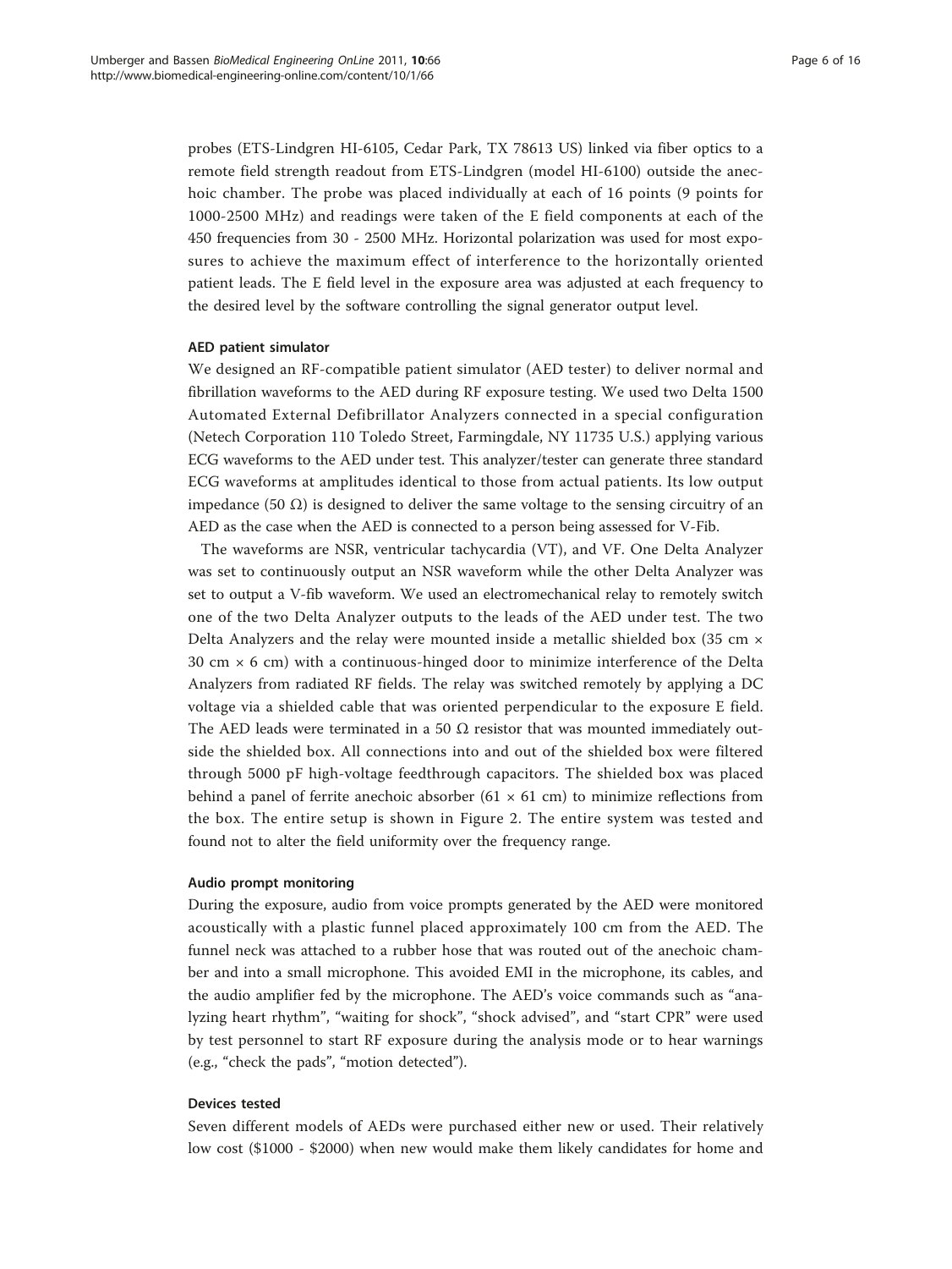probes (ETS-Lindgren HI-6105, Cedar Park, TX 78613 US) linked via fiber optics to a remote field strength readout from ETS-Lindgren (model HI-6100) outside the anechoic chamber. The probe was placed individually at each of 16 points (9 points for 1000-2500 MHz) and readings were taken of the E field components at each of the 450 frequencies from 30 - 2500 MHz. Horizontal polarization was used for most exposures to achieve the maximum effect of interference to the horizontally oriented patient leads. The E field level in the exposure area was adjusted at each frequency to the desired level by the software controlling the signal generator output level.

#### AED patient simulator

We designed an RF-compatible patient simulator (AED tester) to deliver normal and fibrillation waveforms to the AED during RF exposure testing. We used two Delta 1500 Automated External Defibrillator Analyzers connected in a special configuration (Netech Corporation 110 Toledo Street, Farmingdale, NY 11735 U.S.) applying various ECG waveforms to the AED under test. This analyzer/tester can generate three standard ECG waveforms at amplitudes identical to those from actual patients. Its low output impedance (50 Ω) is designed to deliver the same voltage to the sensing circuitry of an AED as the case when the AED is connected to a person being assessed for V-Fib.

The waveforms are NSR, ventricular tachycardia (VT), and VF. One Delta Analyzer was set to continuously output an NSR waveform while the other Delta Analyzer was set to output a V-fib waveform. We used an electromechanical relay to remotely switch one of the two Delta Analyzer outputs to the leads of the AED under test. The two Delta Analyzers and the relay were mounted inside a metallic shielded box (35 cm × 30 cm × 6 cm) with a continuous-hinged door to minimize interference of the Delta Analyzers from radiated RF fields. The relay was switched remotely by applying a DC voltage via a shielded cable that was oriented perpendicular to the exposure E field. The AED leads were terminated in a 50 Ω resistor that was mounted immediately outside the shielded box. All connections into and out of the shielded box were filtered through 5000 pF high-voltage feedthrough capacitors. The shielded box was placed behind a panel of ferrite anechoic absorber (61 × 61 cm) to minimize reflections from the box. The entire setup is shown in Figure 2. The entire system was tested and found not to alter the field uniformity over the frequency range.

#### Audio prompt monitoring

During the exposure, audio from voice prompts generated by the AED were monitored acoustically with a plastic funnel placed approximately 100 cm from the AED. The funnel neck was attached to a rubber hose that was routed out of the anechoic chamber and into a small microphone. This avoided EMI in the microphone, its cables, and the audio amplifier fed by the microphone. The AED's voice commands such as "analyzing heart rhythm", "waiting for shock", "shock advised", and "start CPR" were used by test personnel to start RF exposure during the analysis mode or to hear warnings (e.g., "check the pads", "motion detected").

#### Devices tested

Seven different models of AEDs were purchased either new or used. Their relatively low cost ($1000 - $2000) when new would make them likely candidates for home and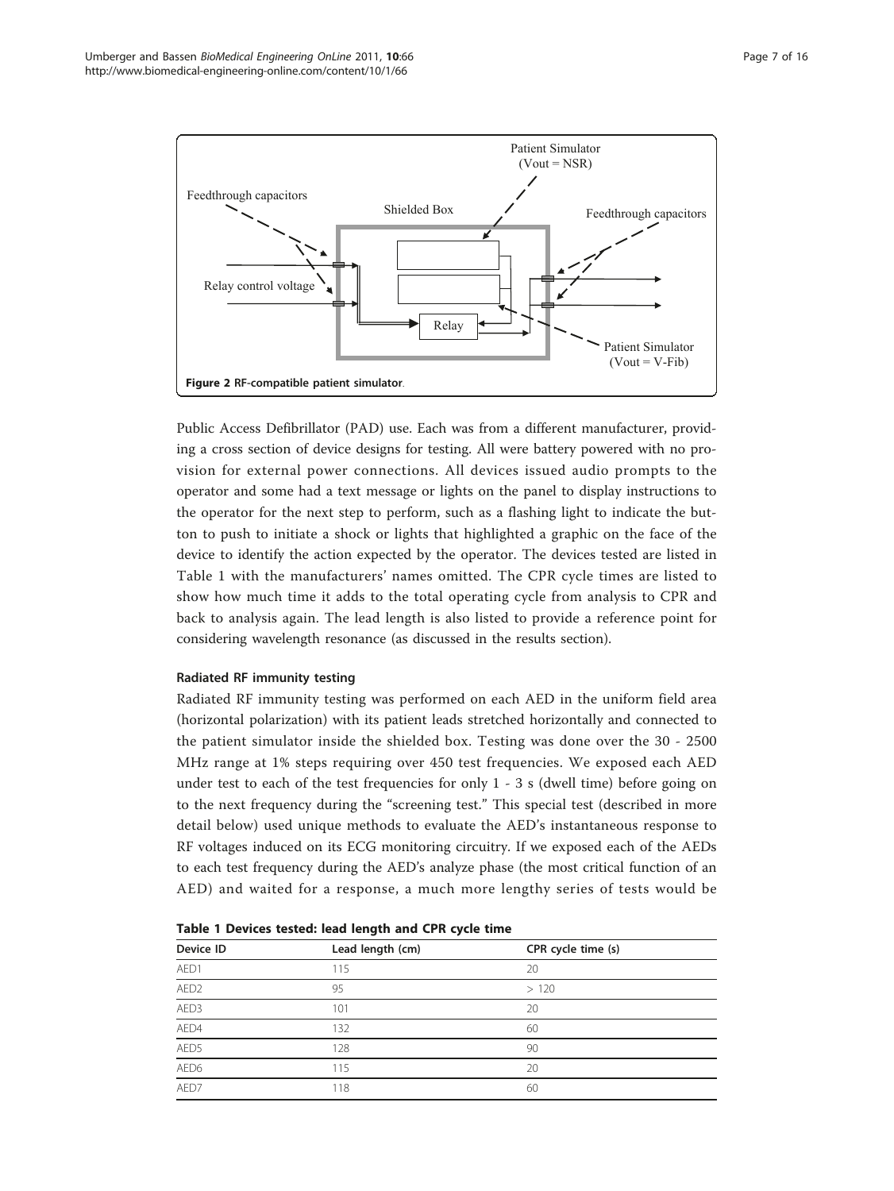Figure 2 RF-compatible patient simulator.

Public Access Defibrillator (PAD) use. Each was from a different manufacturer, providing a cross section of device designs for testing. All were battery powered with no provision for external power connections. All devices issued audio prompts to the operator and some had a text message or lights on the panel to display instructions to the operator for the next step to perform, such as a flashing light to indicate the button to push to initiate a shock or lights that highlighted a graphic on the face of the device to identify the action expected by the operator. The devices tested are listed in Table 1 with the manufacturers' names omitted. The CPR cycle times are listed to show how much time it adds to the total operating cycle from analysis to CPR and back to analysis again. The lead length is also listed to provide a reference point for considering wavelength resonance (as discussed in the results section).

### Radiated RF immunity testing

Radiated RF immunity testing was performed on each AED in the uniform field area (horizontal polarization) with its patient leads stretched horizontally and connected to the patient simulator inside the shielded box. Testing was done over the 30 - 2500 MHz range at 1% steps requiring over 450 test frequencies. We exposed each AED under test to each of the test frequencies for only 1 - 3 s (dwell time) before going on to the next frequency during the "screening test." This special test (described in more detail below) used unique methods to evaluate the AED's instantaneous response to RF voltages induced on its ECG monitoring circuitry. If we exposed each of the AEDs to each test frequency during the AED's analyze phase (the most critical function of an AED) and waited for a response, a much more lengthy series of tests would be

**Table 1 Devices tested: lead length and CPR cycle time**

| Device ID | Lead length (cm) | CPR cycle time (s) |
|---|---|---|
| AED1 | 115 | 20 |
| AED2 | 95 | > 120 |
| AED3 | 101 | 20 |
| AED4 | 132 | 60 |
| AED5 | 128 | 90 |
| AED6 | 115 | 20 |
| AED7 | 118 | 60 |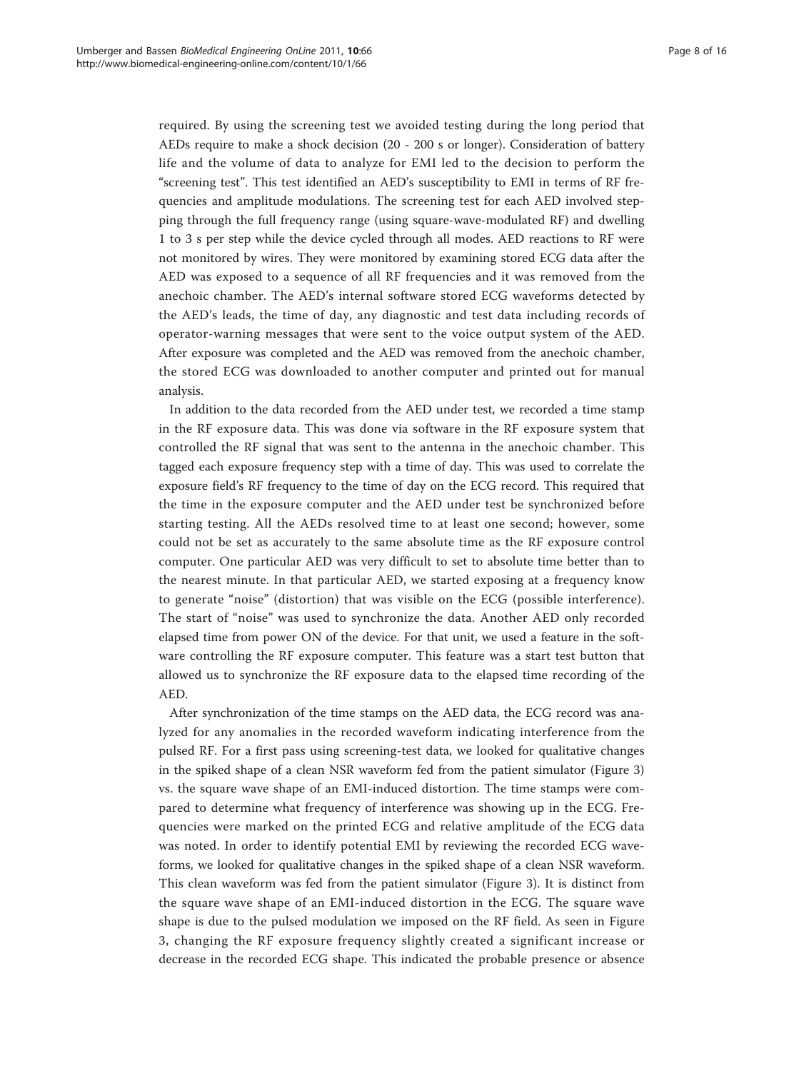required. By using the screening test we avoided testing during the long period that AEDs require to make a shock decision (20 - 200 s or longer). Consideration of battery life and the volume of data to analyze for EMI led to the decision to perform the "screening test". This test identified an AED's susceptibility to EMI in terms of RF frequencies and amplitude modulations. The screening test for each AED involved stepping through the full frequency range (using square-wave-modulated RF) and dwelling 1 to 3 s per step while the device cycled through all modes. AED reactions to RF were not monitored by wires. They were monitored by examining stored ECG data after the AED was exposed to a sequence of all RF frequencies and it was removed from the anechoic chamber. The AED's internal software stored ECG waveforms detected by the AED's leads, the time of day, any diagnostic and test data including records of operator-warning messages that were sent to the voice output system of the AED. After exposure was completed and the AED was removed from the anechoic chamber, the stored ECG was downloaded to another computer and printed out for manual analysis.

In addition to the data recorded from the AED under test, we recorded a time stamp in the RF exposure data. This was done via software in the RF exposure system that controlled the RF signal that was sent to the antenna in the anechoic chamber. This tagged each exposure frequency step with a time of day. This was used to correlate the exposure field's RF frequency to the time of day on the ECG record. This required that the time in the exposure computer and the AED under test be synchronized before starting testing. All the AEDs resolved time to at least one second; however, some could not be set as accurately to the same absolute time as the RF exposure control computer. One particular AED was very difficult to set to absolute time better than to the nearest minute. In that particular AED, we started exposing at a frequency know to generate "noise" (distortion) that was visible on the ECG (possible interference). The start of "noise" was used to synchronize the data. Another AED only recorded elapsed time from power ON of the device. For that unit, we used a feature in the software controlling the RF exposure computer. This feature was a start test button that allowed us to synchronize the RF exposure data to the elapsed time recording of the AED.

After synchronization of the time stamps on the AED data, the ECG record was analyzed for any anomalies in the recorded waveform indicating interference from the pulsed RF. For a first pass using screening-test data, we looked for qualitative changes in the spiked shape of a clean NSR waveform fed from the patient simulator (Figure 3) vs. the square wave shape of an EMI-induced distortion. The time stamps were compared to determine what frequency of interference was showing up in the ECG. Frequencies were marked on the printed ECG and relative amplitude of the ECG data was noted. In order to identify potential EMI by reviewing the recorded ECG waveforms, we looked for qualitative changes in the spiked shape of a clean NSR waveform. This clean waveform was fed from the patient simulator (Figure 3). It is distinct from the square wave shape of an EMI-induced distortion in the ECG. The square wave shape is due to the pulsed modulation we imposed on the RF field. As seen in Figure 3, changing the RF exposure frequency slightly created a significant increase or decrease in the recorded ECG shape. This indicated the probable presence or absence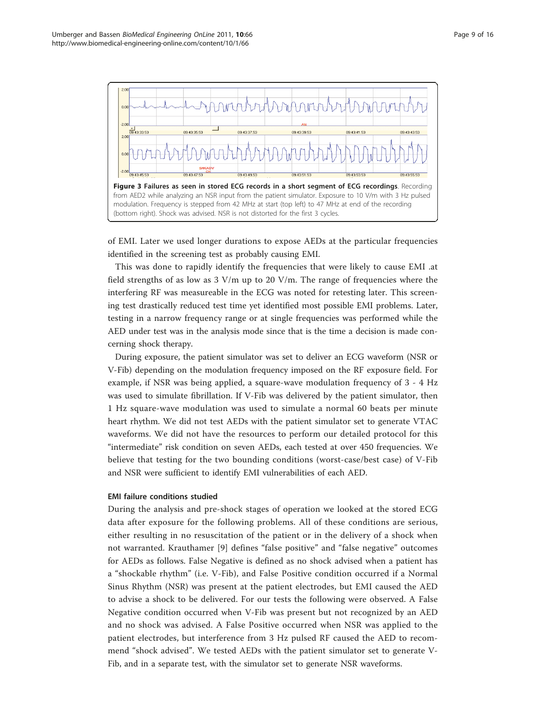**Figure 3 Failures as seen in stored ECG records in a short segment of ECG recordings**. Recording from AED2 while analyzing an NSR input from the patient simulator. Exposure to 10 V/m with 3 Hz pulsed modulation. Frequency is stepped from 42 MHz at start (top left) to 47 MHz at end of the recording (bottom right). Shock was advised. NSR is not distorted for the first 3 cycles.

of EMI. Later we used longer durations to expose AEDs at the particular frequencies identified in the screening test as probably causing EMI.

This was done to rapidly identify the frequencies that were likely to cause EMI .at field strengths of as low as 3 V/m up to 20 V/m. The range of frequencies where the interfering RF was measureable in the ECG was noted for retesting later. This screening test drastically reduced test time yet identified most possible EMI problems. Later, testing in a narrow frequency range or at single frequencies was performed while the AED under test was in the analysis mode since that is the time a decision is made concerning shock therapy.

During exposure, the patient simulator was set to deliver an ECG waveform (NSR or V-Fib) depending on the modulation frequency imposed on the RF exposure field. For example, if NSR was being applied, a square-wave modulation frequency of 3 - 4 Hz was used to simulate fibrillation. If V-Fib was delivered by the patient simulator, then 1 Hz square-wave modulation was used to simulate a normal 60 beats per minute heart rhythm. We did not test AEDs with the patient simulator set to generate VTAC waveforms. We did not have the resources to perform our detailed protocol for this "intermediate" risk condition on seven AEDs, each tested at over 450 frequencies. We believe that testing for the two bounding conditions (worst-case/best case) of V-Fib and NSR were sufficient to identify EMI vulnerabilities of each AED.

#### EMI failure conditions studied

During the analysis and pre-shock stages of operation we looked at the stored ECG data after exposure for the following problems. All of these conditions are serious, either resulting in no resuscitation of the patient or in the delivery of a shock when not warranted. Krauthamer [9] defines "false positive" and "false negative" outcomes for AEDs as follows. False Negative is defined as no shock advised when a patient has a "shockable rhythm" (i.e. V-Fib), and False Positive condition occurred if a Normal Sinus Rhythm (NSR) was present at the patient electrodes, but EMI caused the AED to advise a shock to be delivered. For our tests the following were observed. A False Negative condition occurred when V-Fib was present but not recognized by an AED and no shock was advised. A False Positive occurred when NSR was applied to the patient electrodes, but interference from 3 Hz pulsed RF caused the AED to recommend "shock advised". We tested AEDs with the patient simulator set to generate V-Fib, and in a separate test, with the simulator set to generate NSR waveforms.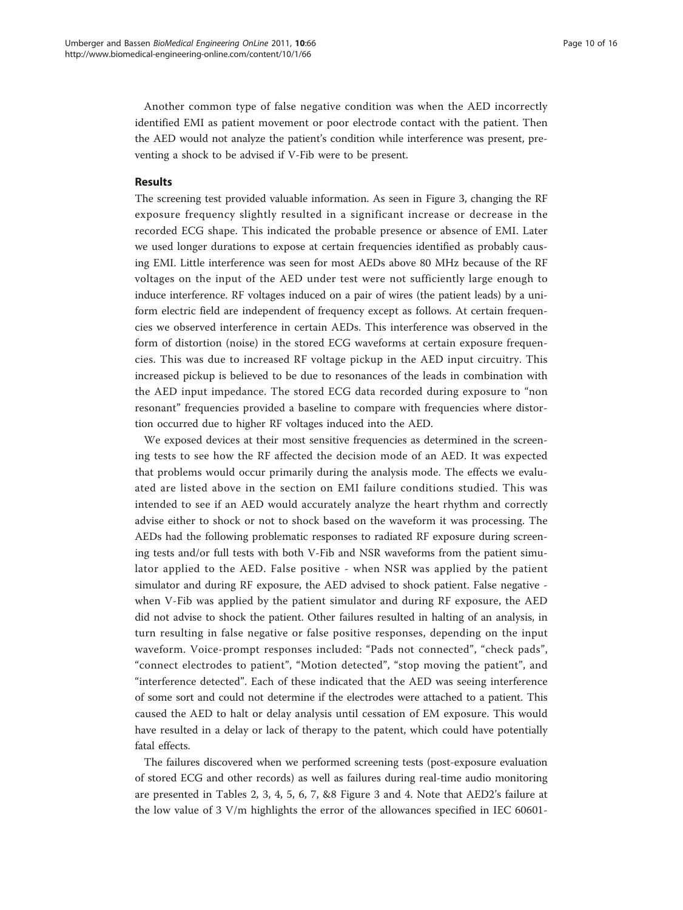Another common type of false negative condition was when the AED incorrectly identified EMI as patient movement or poor electrode contact with the patient. Then the AED would not analyze the patient's condition while interference was present, preventing a shock to be advised if V-Fib were to be present.

## Results

The screening test provided valuable information. As seen in Figure 3, changing the RF exposure frequency slightly resulted in a significant increase or decrease in the recorded ECG shape. This indicated the probable presence or absence of EMI. Later we used longer durations to expose at certain frequencies identified as probably causing EMI. Little interference was seen for most AEDs above 80 MHz because of the RF voltages on the input of the AED under test were not sufficiently large enough to induce interference. RF voltages induced on a pair of wires (the patient leads) by a uniform electric field are independent of frequency except as follows. At certain frequencies we observed interference in certain AEDs. This interference was observed in the form of distortion (noise) in the stored ECG waveforms at certain exposure frequencies. This was due to increased RF voltage pickup in the AED input circuitry. This increased pickup is believed to be due to resonances of the leads in combination with the AED input impedance. The stored ECG data recorded during exposure to "non resonant" frequencies provided a baseline to compare with frequencies where distortion occurred due to higher RF voltages induced into the AED.

We exposed devices at their most sensitive frequencies as determined in the screening tests to see how the RF affected the decision mode of an AED. It was expected that problems would occur primarily during the analysis mode. The effects we evaluated are listed above in the section on EMI failure conditions studied. This was intended to see if an AED would accurately analyze the heart rhythm and correctly advise either to shock or not to shock based on the waveform it was processing. The AEDs had the following problematic responses to radiated RF exposure during screening tests and/or full tests with both V-Fib and NSR waveforms from the patient simulator applied to the AED. False positive - when NSR was applied by the patient simulator and during RF exposure, the AED advised to shock patient. False negative - when V-Fib was applied by the patient simulator and during RF exposure, the AED did not advise to shock the patient. Other failures resulted in halting of an analysis, in turn resulting in false negative or false positive responses, depending on the input waveform. Voice-prompt responses included: "Pads not connected", "check pads", "connect electrodes to patient", "Motion detected", "stop moving the patient", and "interference detected". Each of these indicated that the AED was seeing interference of some sort and could not determine if the electrodes were attached to a patient. This caused the AED to halt or delay analysis until cessation of EM exposure. This would have resulted in a delay or lack of therapy to the patent, which could have potentially fatal effects.

The failures discovered when we performed screening tests (post-exposure evaluation of stored ECG and other records) as well as failures during real-time audio monitoring are presented in Tables 2, 3, 4, 5, 6, 7, &8 Figure 3 and 4. Note that AED2's failure at the low value of 3 V/m highlights the error of the allowances specified in IEC 60601-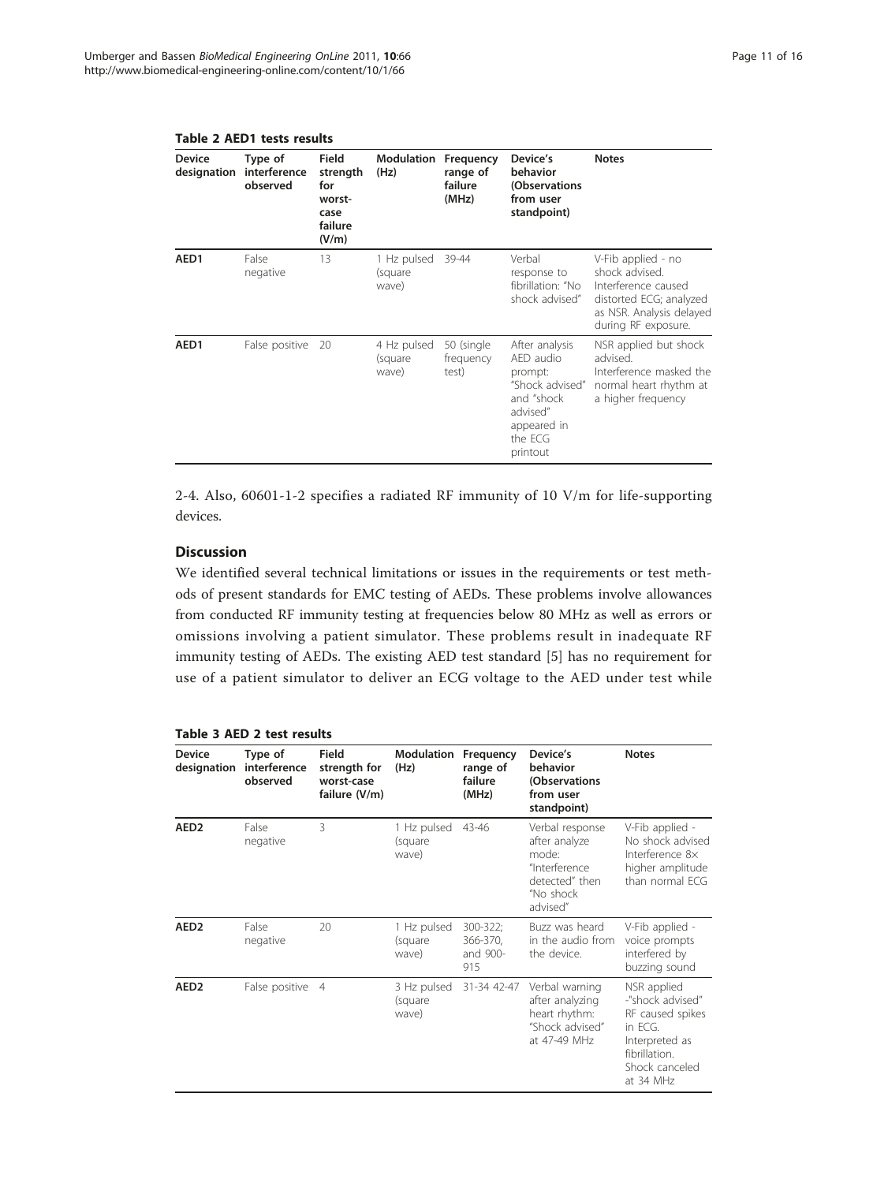**Table 2 AED1 tests results**

| Device designation | Type of interference observed | Field strength for worst-case failure (V/m) | Modulation (Hz) | Frequency range of failure (MHz) | Device's behavior (Observations from user standpoint) | Notes |
|---|---|---|---|---|---|---|
| **AED1** | False negative | 13 | 1 Hz pulsed (square wave) | 39-44 | Verbal response to fibrillation: "No shock advised" | V-Fib applied - no shock advised. Interference caused distorted ECG; analyzed as NSR. Analysis delayed during RF exposure. |
| **AED1** | False positive | 20 | 4 Hz pulsed (square wave) | 50 (single frequency test) | After analysis AED audio prompt: "Shock advised" and "shock advised" appeared in the ECG printout | NSR applied but shock advised. Interference masked the normal heart rhythm at a higher frequency |

2-4. Also, 60601-1-2 specifies a radiated RF immunity of 10 V/m for life-supporting devices.

## Discussion

We identified several technical limitations or issues in the requirements or test methods of present standards for EMC testing of AEDs. These problems involve allowances from conducted RF immunity testing at frequencies below 80 MHz as well as errors or omissions involving a patient simulator. These problems result in inadequate RF immunity testing of AEDs. The existing AED test standard [5] has no requirement for use of a patient simulator to deliver an ECG voltage to the AED under test while

**Table 3 AED 2 test results**

| Device designation | Type of interference observed | Field strength for worst-case failure (V/m) | Modulation (Hz) | Frequency range of failure (MHz) | Device's behavior (Observations from user standpoint) | Notes |
|---|---|---|---|---|---|---|
| **AED2** | False negative | 3 | 1 Hz pulsed (square wave) | 43-46 | Verbal response after analyze mode: "Interference detected" then "No shock advised" | V-Fib applied - No shock advised Interference 8× higher amplitude than normal ECG |
| **AED2** | False negative | 20 | 1 Hz pulsed (square wave) | 300-322; 366-370, and 900-915 | Buzz was heard in the audio from the device. | V-Fib applied - voice prompts interfered by buzzing sound |
| **AED2** | False positive | 4 | 3 Hz pulsed (square wave) | 31-34 42-47 | Verbal warning after analyzing heart rhythm: "Shock advised" at 47-49 MHz | NSR applied -"shock advised" RF caused spikes in ECG. Interpreted as fibrillation. Shock canceled at 34 MHz |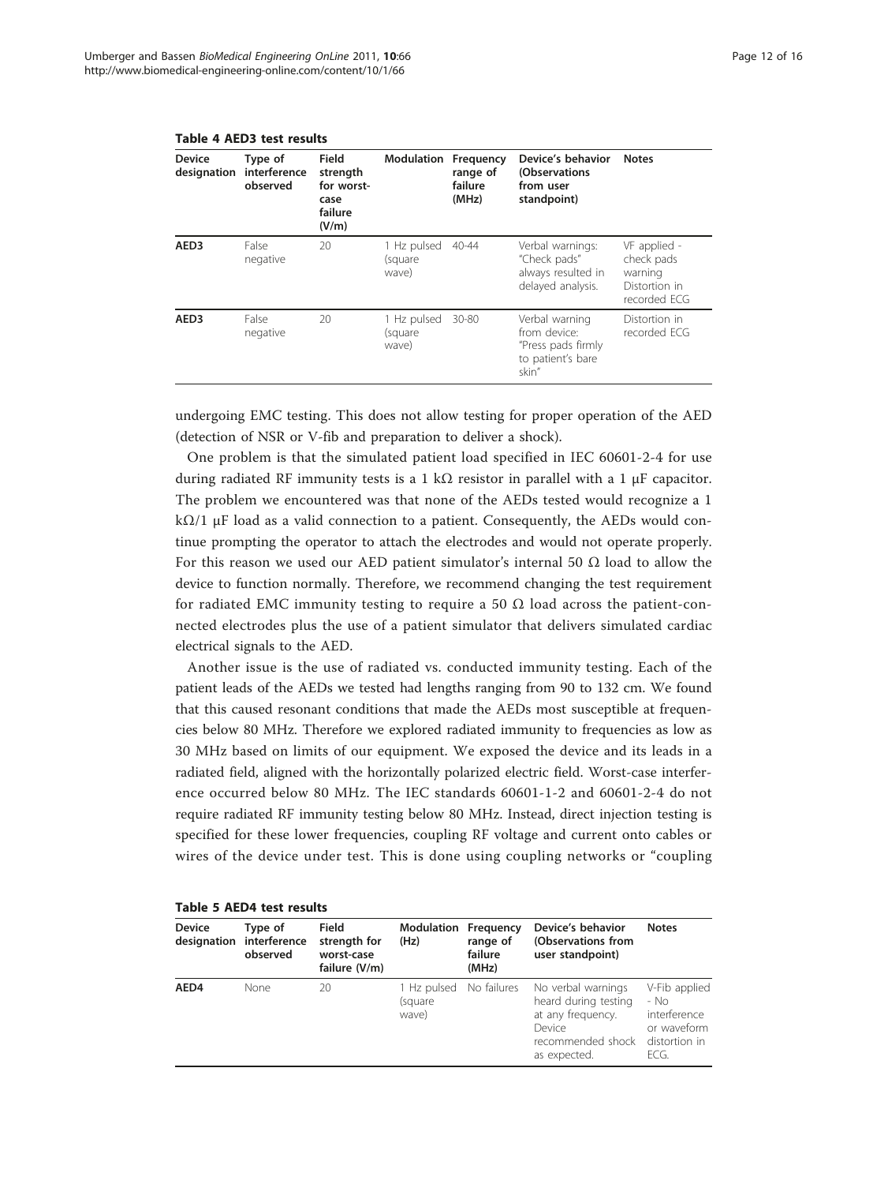**Table 4 AED3 test results**

| Device designation | Type of interference observed | Field strength for worst-case failure (V/m) | Modulation | Frequency range of failure (MHz) | Device's behavior (Observations from user standpoint) | Notes |
|---|---|---|---|---|---|---|
| AED3 | False negative | 20 | 1 Hz pulsed (square wave) | 40-44 | Verbal warnings: "Check pads" always resulted in delayed analysis. | VF applied - check pads warning Distortion in recorded ECG |
| AED3 | False negative | 20 | 1 Hz pulsed (square wave) | 30-80 | Verbal warning from device: "Press pads firmly to patient's bare skin" | Distortion in recorded ECG |

undergoing EMC testing. This does not allow testing for proper operation of the AED (detection of NSR or V-fib and preparation to deliver a shock).

One problem is that the simulated patient load specified in IEC 60601-2-4 for use during radiated RF immunity tests is a 1 kΩ resistor in parallel with a 1 μF capacitor. The problem we encountered was that none of the AEDs tested would recognize a 1 kΩ/1 μF load as a valid connection to a patient. Consequently, the AEDs would continue prompting the operator to attach the electrodes and would not operate properly. For this reason we used our AED patient simulator's internal 50 Ω load to allow the device to function normally. Therefore, we recommend changing the test requirement for radiated EMC immunity testing to require a 50 Ω load across the patient-connected electrodes plus the use of a patient simulator that delivers simulated cardiac electrical signals to the AED.

Another issue is the use of radiated vs. conducted immunity testing. Each of the patient leads of the AEDs we tested had lengths ranging from 90 to 132 cm. We found that this caused resonant conditions that made the AEDs most susceptible at frequencies below 80 MHz. Therefore we explored radiated immunity to frequencies as low as 30 MHz based on limits of our equipment. We exposed the device and its leads in a radiated field, aligned with the horizontally polarized electric field. Worst-case interference occurred below 80 MHz. The IEC standards 60601-1-2 and 60601-2-4 do not require radiated RF immunity testing below 80 MHz. Instead, direct injection testing is specified for these lower frequencies, coupling RF voltage and current onto cables or wires of the device under test. This is done using coupling networks or "coupling

**Table 5 AED4 test results**

| Device designation | Type of interference observed | Field strength for worst-case failure (V/m) | Modulation (Hz) | Frequency range of failure (MHz) | Device's behavior (Observations from user standpoint) | Notes |
|---|---|---|---|---|---|---|
| AED4 | None | 20 | 1 Hz pulsed (square wave) | No failures | No verbal warnings heard during testing at any frequency. Device recommended shock as expected. | V-Fib applied - No interference or waveform distortion in ECG. |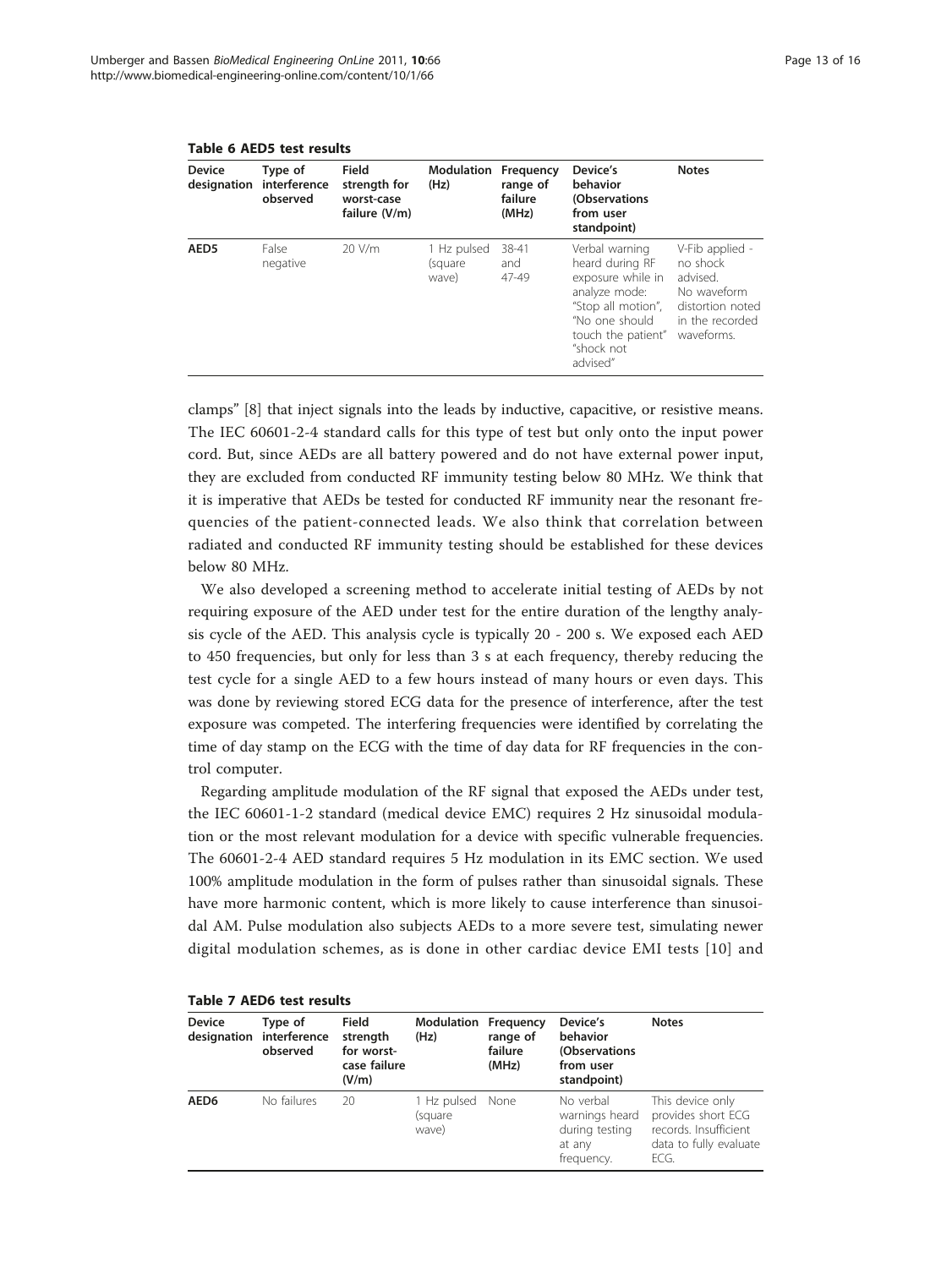**Table 6 AED5 test results**

| Device designation | Type of interference observed | Field strength for worst-case failure (V/m) | Modulation (Hz) | Frequency range of failure (MHz) | Device's behavior (Observations from user standpoint) | Notes |
|---|---|---|---|---|---|---|
| **AED5** | False negative | 20 V/m | 1 Hz pulsed (square wave) | 38-41 and 47-49 | Verbal warning heard during RF exposure while in analyze mode: "Stop all motion", "No one should touch the patient" "shock not advised" | V-Fib applied - no shock advised. No waveform distortion noted in the recorded waveforms. |

clamps" [8] that inject signals into the leads by inductive, capacitive, or resistive means. The IEC 60601-2-4 standard calls for this type of test but only onto the input power cord. But, since AEDs are all battery powered and do not have external power input, they are excluded from conducted RF immunity testing below 80 MHz. We think that it is imperative that AEDs be tested for conducted RF immunity near the resonant frequencies of the patient-connected leads. We also think that correlation between radiated and conducted RF immunity testing should be established for these devices below 80 MHz.

We also developed a screening method to accelerate initial testing of AEDs by not requiring exposure of the AED under test for the entire duration of the lengthy analysis cycle of the AED. This analysis cycle is typically 20 - 200 s. We exposed each AED to 450 frequencies, but only for less than 3 s at each frequency, thereby reducing the test cycle for a single AED to a few hours instead of many hours or even days. This was done by reviewing stored ECG data for the presence of interference, after the test exposure was competed. The interfering frequencies were identified by correlating the time of day stamp on the ECG with the time of day data for RF frequencies in the control computer.

Regarding amplitude modulation of the RF signal that exposed the AEDs under test, the IEC 60601-1-2 standard (medical device EMC) requires 2 Hz sinusoidal modulation or the most relevant modulation for a device with specific vulnerable frequencies. The 60601-2-4 AED standard requires 5 Hz modulation in its EMC section. We used 100% amplitude modulation in the form of pulses rather than sinusoidal signals. These have more harmonic content, which is more likely to cause interference than sinusoidal AM. Pulse modulation also subjects AEDs to a more severe test, simulating newer digital modulation schemes, as is done in other cardiac device EMI tests [10] and

**Table 7 AED6 test results**

| Device designation | Type of interference observed | Field strength for worst-case failure (V/m) | Modulation (Hz) | Frequency range of failure (MHz) | Device's behavior (Observations from user standpoint) | Notes |
|---|---|---|---|---|---|---|
| **AED6** | No failures | 20 | 1 Hz pulsed (square wave) | None | No verbal warnings heard during testing at any frequency. | This device only provides short ECG records. Insufficient data to fully evaluate ECG. |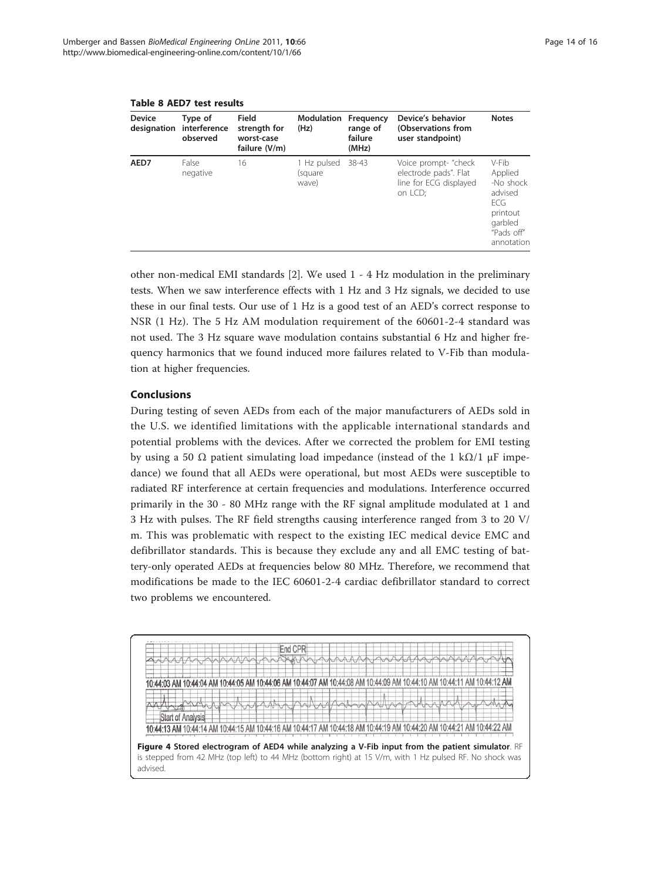**Table 8 AED7 test results**

| Device designation | Type of interference observed | Field strength for worst-case failure (V/m) | Modulation (Hz) | Frequency range of failure (MHz) | Device's behavior (Observations from user standpoint) | Notes |
|---|---|---|---|---|---|---|
| **AED7** | False negative | 16 | 1 Hz pulsed (square wave) | 38-43 | Voice prompt- "check electrode pads". Flat line for ECG displayed on LCD; | V-Fib Applied -No shock advised ECG printout garbled "Pads off" annotation |

other non-medical EMI standards [2]. We used 1 - 4 Hz modulation in the preliminary tests. When we saw interference effects with 1 Hz and 3 Hz signals, we decided to use these in our final tests. Our use of 1 Hz is a good test of an AED's correct response to NSR (1 Hz). The 5 Hz AM modulation requirement of the 60601-2-4 standard was not used. The 3 Hz square wave modulation contains substantial 6 Hz and higher frequency harmonics that we found induced more failures related to V-Fib than modulation at higher frequencies.

## Conclusions

During testing of seven AEDs from each of the major manufacturers of AEDs sold in the U.S. we identified limitations with the applicable international standards and potential problems with the devices. After we corrected the problem for EMI testing by using a 50 Ω patient simulating load impedance (instead of the 1 kΩ/1 μF impedance) we found that all AEDs were operational, but most AEDs were susceptible to radiated RF interference at certain frequencies and modulations. Interference occurred primarily in the 30 - 80 MHz range with the RF signal amplitude modulated at 1 and 3 Hz with pulses. The RF field strengths causing interference ranged from 3 to 20 V/m. This was problematic with respect to the existing IEC medical device EMC and defibrillator standards. This is because they exclude any and all EMC testing of battery-only operated AEDs at frequencies below 80 MHz. Therefore, we recommend that modifications be made to the IEC 60601-2-4 cardiac defibrillator standard to correct two problems we encountered.

**Figure 4 Stored electrogram of AED4 while analyzing a V-Fib input from the patient simulator**. RF is stepped from 42 MHz (top left) to 44 MHz (bottom right) at 15 V/m, with 1 Hz pulsed RF. No shock was advised.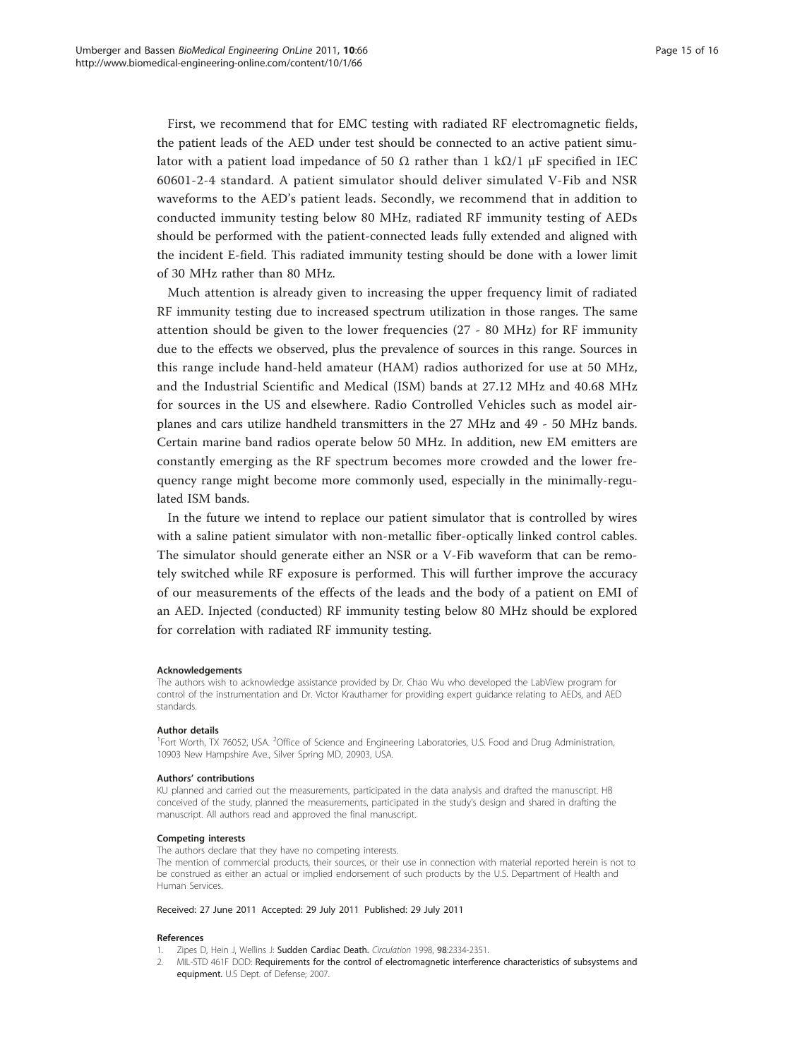First, we recommend that for EMC testing with radiated RF electromagnetic fields, the patient leads of the AED under test should be connected to an active patient simulator with a patient load impedance of 50 Ω rather than 1 kΩ/1 μF specified in IEC 60601-2-4 standard. A patient simulator should deliver simulated V-Fib and NSR waveforms to the AED's patient leads. Secondly, we recommend that in addition to conducted immunity testing below 80 MHz, radiated RF immunity testing of AEDs should be performed with the patient-connected leads fully extended and aligned with the incident E-field. This radiated immunity testing should be done with a lower limit of 30 MHz rather than 80 MHz.

Much attention is already given to increasing the upper frequency limit of radiated RF immunity testing due to increased spectrum utilization in those ranges. The same attention should be given to the lower frequencies (27 - 80 MHz) for RF immunity due to the effects we observed, plus the prevalence of sources in this range. Sources in this range include hand-held amateur (HAM) radios authorized for use at 50 MHz, and the Industrial Scientific and Medical (ISM) bands at 27.12 MHz and 40.68 MHz for sources in the US and elsewhere. Radio Controlled Vehicles such as model airplanes and cars utilize handheld transmitters in the 27 MHz and 49 - 50 MHz bands. Certain marine band radios operate below 50 MHz. In addition, new EM emitters are constantly emerging as the RF spectrum becomes more crowded and the lower frequency range might become more commonly used, especially in the minimally-regulated ISM bands.

In the future we intend to replace our patient simulator that is controlled by wires with a saline patient simulator with non-metallic fiber-optically linked control cables. The simulator should generate either an NSR or a V-Fib waveform that can be remotely switched while RF exposure is performed. This will further improve the accuracy of our measurements of the effects of the leads and the body of a patient on EMI of an AED. Injected (conducted) RF immunity testing below 80 MHz should be explored for correlation with radiated RF immunity testing.

#### Acknowledgements

The authors wish to acknowledge assistance provided by Dr. Chao Wu who developed the LabView program for control of the instrumentation and Dr. Victor Krauthamer for providing expert guidance relating to AEDs, and AED standards.

#### Author details

[1]Fort Worth, TX 76052, USA. [2]Office of Science and Engineering Laboratories, U.S. Food and Drug Administration, 10903 New Hampshire Ave., Silver Spring MD, 20903, USA.

#### Authors' contributions

KU planned and carried out the measurements, participated in the data analysis and drafted the manuscript. HB conceived of the study, planned the measurements, participated in the study's design and shared in drafting the manuscript. All authors read and approved the final manuscript.

#### Competing interests

The authors declare that they have no competing interests.

The mention of commercial products, their sources, or their use in connection with material reported herein is not to be construed as either an actual or implied endorsement of such products by the U.S. Department of Health and Human Services.

Received: 27 June 2011 Accepted: 29 July 2011 Published: 29 July 2011

#### References

1. Zipes D, Hein J, Wellins J: **Sudden Cardiac Death.** *Circulation* 1998, **98**:2334-2351.
2. MIL-STD 461F DOD: **Requirements for the control of electromagnetic interference characteristics of subsystems and equipment.** U.S Dept. of Defense; 2007.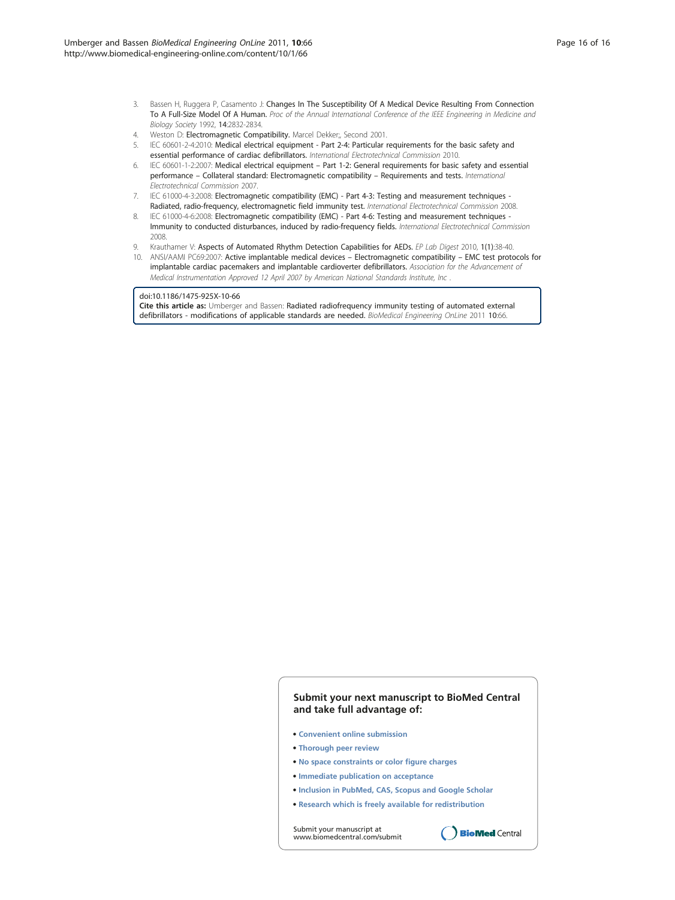3. Bassen H, Ruggera P, Casamento J: **Changes In The Susceptibility Of A Medical Device Resulting From Connection To A Full-Size Model Of A Human.** *Proc of the Annual International Conference of the IEEE Engineering in Medicine and Biology Society* 1992, **14**:2832-2834.
4. Weston D: **Electromagnetic Compatibility.** Marcel Dekker;, Second 2001.
5. IEC 60601-2-4:2010: **Medical electrical equipment - Part 2-4: Particular requirements for the basic safety and essential performance of cardiac defibrillators.** *International Electrotechnical Commission* 2010.
6. IEC 60601-1-2:2007: **Medical electrical equipment – Part 1-2: General requirements for basic safety and essential performance – Collateral standard: Electromagnetic compatibility – Requirements and tests.** *International Electrotechnical Commission* 2007.
7. IEC 61000-4-3:2008: **Electromagnetic compatibility (EMC) - Part 4-3: Testing and measurement techniques - Radiated, radio-frequency, electromagnetic field immunity test.** *International Electrotechnical Commission* 2008.
8. IEC 61000-4-6:2008: **Electromagnetic compatibility (EMC) - Part 4-6: Testing and measurement techniques - Immunity to conducted disturbances, induced by radio-frequency fields.** *International Electrotechnical Commission* 2008.
9. Krauthamer V: **Aspects of Automated Rhythm Detection Capabilities for AEDs.** *EP Lab Digest* 2010, **1(1)**:38-40.
10. ANSI/AAMI PC69:2007: **Active implantable medical devices – Electromagnetic compatibility – EMC test protocols for implantable cardiac pacemakers and implantable cardioverter defibrillators.** *Association for the Advancement of Medical Instrumentation Approved 12 April 2007 by American National Standards Institute, Inc* .

doi:10.1186/1475-925X-10-66

**Cite this article as:** Umberger and Bassen: Radiated radiofrequency immunity testing of automated external defibrillators - modifications of applicable standards are needed. *BioMedical Engineering OnLine* 2011 **10**:66.

**Submit your next manuscript to BioMed Central and take full advantage of:**

- **Convenient online submission**
- **Thorough peer review**
- **No space constraints or color figure charges**
- **Immediate publication on acceptance**
- **Inclusion in PubMed, CAS, Scopus and Google Scholar**
- **Research which is freely available for redistribution**

Submit your manuscript at www.biomedcentral.com/submit

BioMed Central